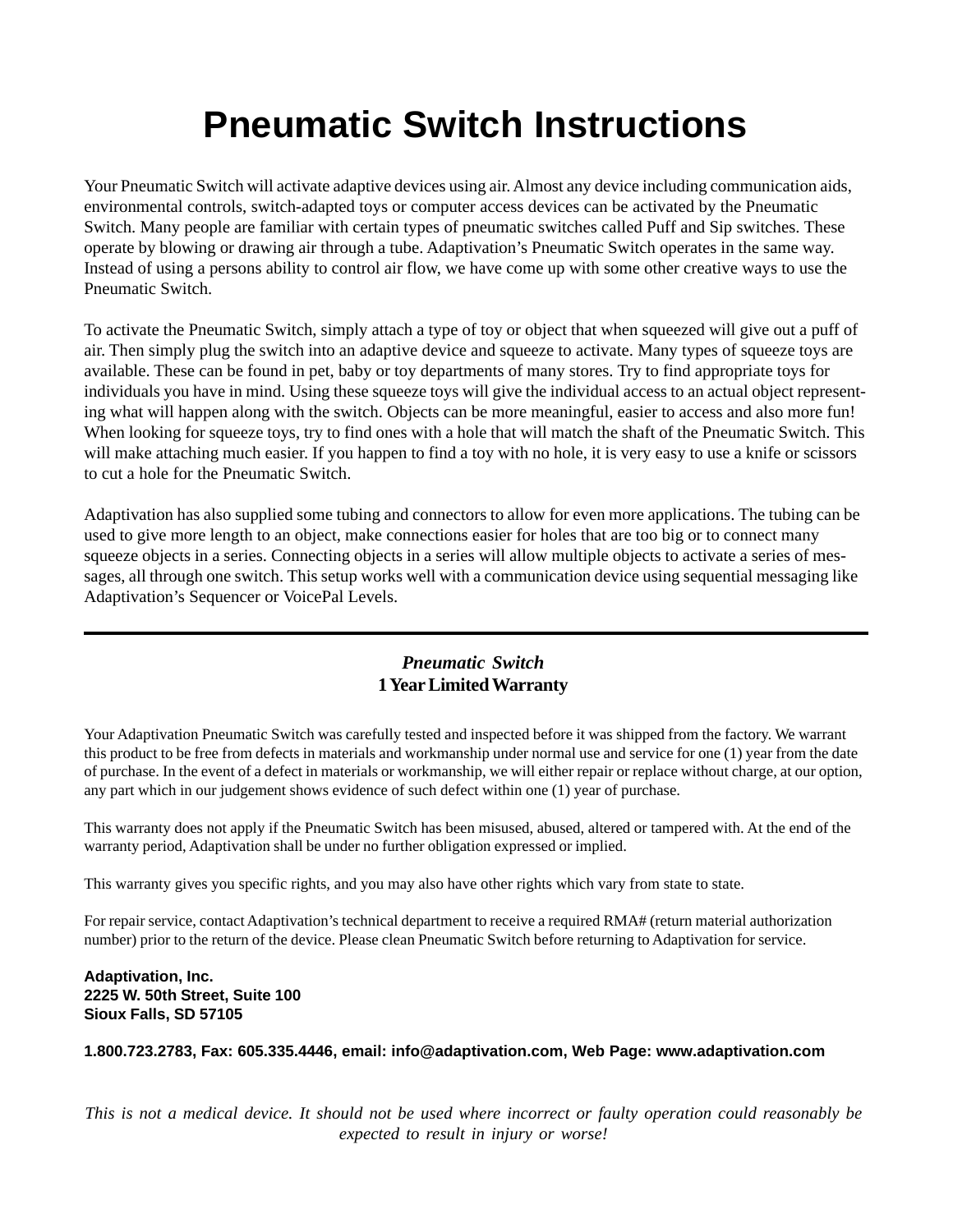# Pneumatic Switch Instructions

Your Pneumatic Switch will activate adaptive devices using air. Almost any device including communication aids, environmental controls, switch-adapted toys or computer access devices can be activated by the Pneumatic Switch. Many people are familiar with certain types of pneumatic switches called Puff and Sip switches. These operate by blowing or drawing air through a tube. Adaptivation's Pneumatic Switch operates in the same way. Instead of using a persons ability to control air flow, we have come up with some other creative ways to use the Pneumatic Switch.

To activate the Pneumatic Switch, simply attach a type of toy or object that when squeezed will give out a puff of air. Then simply plug the switch into an adaptive device and squeeze to activate. Many types of squeeze toys are available. These can be found in pet, baby or toy departments of many stores. Try to find appropriate toys for individuals you have in mind. Using these squeeze toys will give the individual access to an actual object representing what will happen along with the switch. Objects can be more meaningful, easier to access and also more fun! When looking for squeeze toys, try to find ones with a hole that will match the shaft of the Pneumatic Switch. This will make attaching much easier. If you happen to find a toy with no hole, it is very easy to use a knife or scissors to cut a hole for the Pneumatic Switch.

Adaptivation has also supplied some tubing and connectors to allow for even more applications. The tubing can be used to give more length to an object, make connections easier for holes that are too big or to connect many squeeze objects in a series. Connecting objects in a series will allow multiple objects to activate a series of messages, all through one switch. This setup works well with a communication device using sequential messaging like Adaptivation's Sequencer or VoicePal Levels.

---

## *Pneumatic Switch*
## 1 Year Limited Warranty

Your Adaptivation Pneumatic Switch was carefully tested and inspected before it was shipped from the factory. We warrant this product to be free from defects in materials and workmanship under normal use and service for one (1) year from the date of purchase. In the event of a defect in materials or workmanship, we will either repair or replace without charge, at our option, any part which in our judgement shows evidence of such defect within one (1) year of purchase.

This warranty does not apply if the Pneumatic Switch has been misused, abused, altered or tampered with. At the end of the warranty period, Adaptivation shall be under no further obligation expressed or implied.

This warranty gives you specific rights, and you may also have other rights which vary from state to state.

For repair service, contact Adaptivation's technical department to receive a required RMA# (return material authorization number) prior to the return of the device. Please clean Pneumatic Switch before returning to Adaptivation for service.

**Adaptivation, Inc.**
**2225 W. 50th Street, Suite 100**
**Sioux Falls, SD 57105**

**1.800.723.2783, Fax: 605.335.4446, email: info@adaptivation.com, Web Page: www.adaptivation.com**

*This is not a medical device. It should not be used where incorrect or faulty operation could reasonably be expected to result in injury or worse!*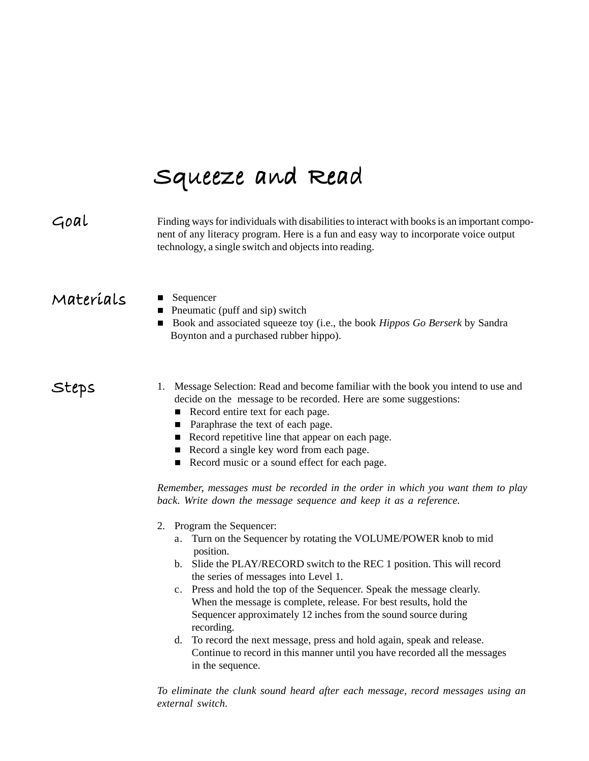# Squeeze and Read

## Goal

Finding ways for individuals with disabilities to interact with books is an important component of any literacy program. Here is a fun and easy way to incorporate voice output technology, a single switch and objects into reading.

## Materials

- Sequencer
- Pneumatic (puff and sip) switch
- Book and associated squeeze toy (i.e., the book *Hippos Go Berserk* by Sandra Boynton and a purchased rubber hippo).

## Steps

1. Message Selection: Read and become familiar with the book you intend to use and decide on the message to be recorded. Here are some suggestions:
   - Record entire text for each page.
   - Paraphrase the text of each page.
   - Record repetitive line that appear on each page.
   - Record a single key word from each page.
   - Record music or a sound effect for each page.

*Remember, messages must be recorded in the order in which you want them to play back. Write down the message sequence and keep it as a reference.*

2. Program the Sequencer:
   a. Turn on the Sequencer by rotating the VOLUME/POWER knob to mid position.
   b. Slide the PLAY/RECORD switch to the REC 1 position. This will record the series of messages into Level 1.
   c. Press and hold the top of the Sequencer. Speak the message clearly. When the message is complete, release. For best results, hold the Sequencer approximately 12 inches from the sound source during recording.
   d. To record the next message, press and hold again, speak and release. Continue to record in this manner until you have recorded all the messages in the sequence.

*To eliminate the clunk sound heard after each message, record messages using an external switch.*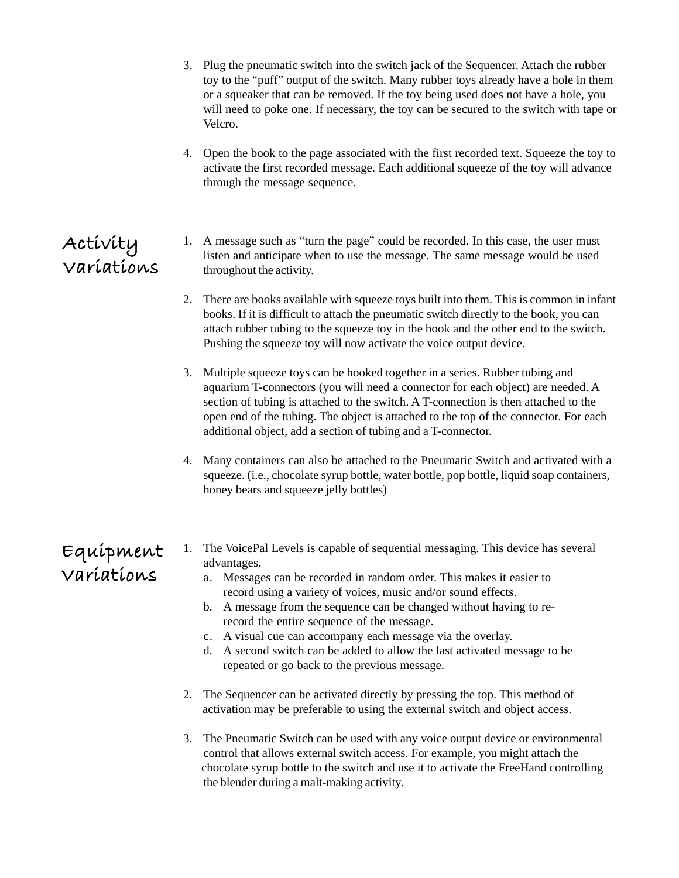3. Plug the pneumatic switch into the switch jack of the Sequencer. Attach the rubber toy to the "puff" output of the switch. Many rubber toys already have a hole in them or a squeaker that can be removed. If the toy being used does not have a hole, you will need to poke one. If necessary, the toy can be secured to the switch with tape or Velcro.

4. Open the book to the page associated with the first recorded text. Squeeze the toy to activate the first recorded message. Each additional squeeze of the toy will advance through the message sequence.

## Activity Variations

1. A message such as "turn the page" could be recorded. In this case, the user must listen and anticipate when to use the message. The same message would be used throughout the activity.

2. There are books available with squeeze toys built into them. This is common in infant books. If it is difficult to attach the pneumatic switch directly to the book, you can attach rubber tubing to the squeeze toy in the book and the other end to the switch. Pushing the squeeze toy will now activate the voice output device.

3. Multiple squeeze toys can be hooked together in a series. Rubber tubing and aquarium T-connectors (you will need a connector for each object) are needed. A section of tubing is attached to the switch. A T-connection is then attached to the open end of the tubing. The object is attached to the top of the connector. For each additional object, add a section of tubing and a T-connector.

4. Many containers can also be attached to the Pneumatic Switch and activated with a squeeze. (i.e., chocolate syrup bottle, water bottle, pop bottle, liquid soap containers, honey bears and squeeze jelly bottles)

## Equipment Variations

1. The VoicePal Levels is capable of sequential messaging. This device has several advantages.
   a. Messages can be recorded in random order. This makes it easier to record using a variety of voices, music and/or sound effects.
   b. A message from the sequence can be changed without having to re-record the entire sequence of the message.
   c. A visual cue can accompany each message via the overlay.
   d. A second switch can be added to allow the last activated message to be repeated or go back to the previous message.

2. The Sequencer can be activated directly by pressing the top. This method of activation may be preferable to using the external switch and object access.

3. The Pneumatic Switch can be used with any voice output device or environmental control that allows external switch access. For example, you might attach the chocolate syrup bottle to the switch and use it to activate the FreeHand controlling the blender during a malt-making activity.